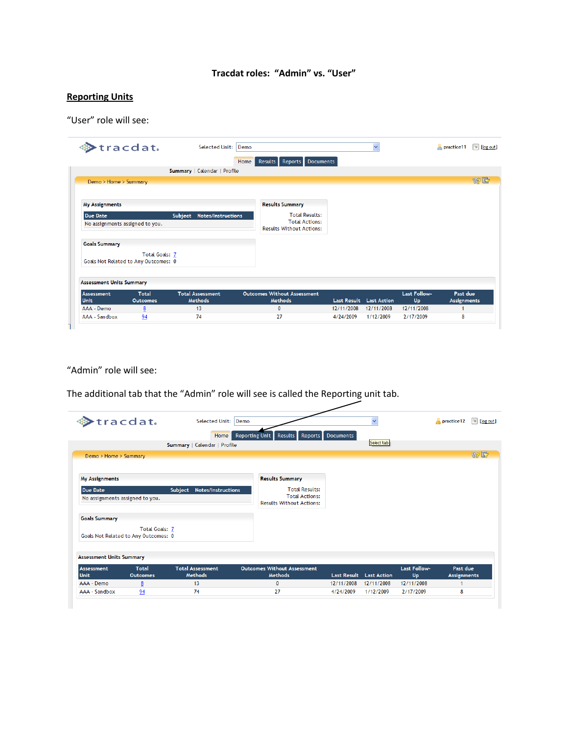**Tracdat roles: "Admin" vs. "User"**

## Reporting Units

"User" role will see:

Selected Unit: Demo

practice11 [log out]

Home | Results | Reports | Documents

Summary | Calendar | Profile

Demo > Home > Summary

**My Assignments**

| Due Date | Subject | Notes/Instructions |
|---|---|---|
| No assignments assigned to you. | | |

**Results Summary**

Total Results:
Total Actions:
Results Without Actions:

**Goals Summary**

Total Goals: 7
Goals Not Related to Any Outcomes: 0

**Assessment Units Summary**

| Assessment Unit | Total Outcomes | Total Assessment Methods | Outcomes Without Assessment Methods | Last Result | Last Action | Last Follow-Up | Past due Assignments |
|---|---|---|---|---|---|---|---|
| AAA - Demo | 8 | 13 | 0 | 12/11/2008 | 12/11/2008 | 12/11/2008 | 1 |
| AAA - Sandbox | 94 | 74 | 27 | 4/24/2009 | 1/12/2009 | 2/17/2009 | 8 |

"Admin" role will see:

The additional tab that the "Admin" role will see is called the Reporting unit tab.

Selected Unit: Demo

practice12 [log out]

Home | Reporting Unit | Results | Reports | Documents

Select tab

Summary | Calendar | Profile

Demo > Home > Summary

**My Assignments**

| Due Date | Subject | Notes/Instructions |
|---|---|---|
| No assignments assigned to you. | | |

**Results Summary**

Total Results:
Total Actions:
Results Without Actions:

**Goals Summary**

Total Goals: 7
Goals Not Related to Any Outcomes: 0

**Assessment Units Summary**

| Assessment Unit | Total Outcomes | Total Assessment Methods | Outcomes Without Assessment Methods | Last Result | Last Action | Last Follow-Up | Past due Assignments |
|---|---|---|---|---|---|---|---|
| AAA - Demo | 8 | 13 | 0 | 12/11/2008 | 12/11/2008 | 12/11/2008 | 1 |
| AAA - Sandbox | 94 | 74 | 27 | 4/24/2009 | 1/12/2009 | 2/17/2009 | 8 |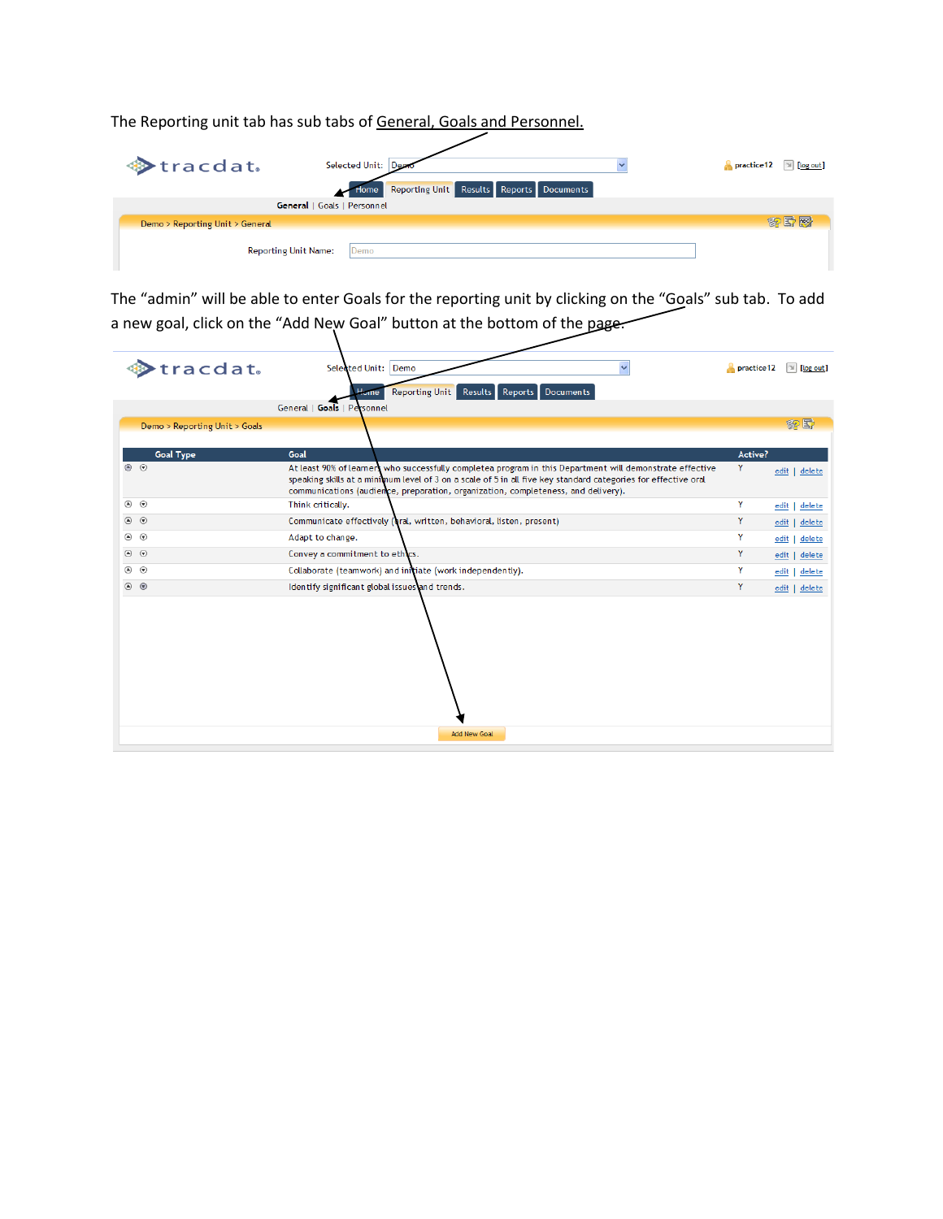The Reporting unit tab has sub tabs of General, Goals and Personnel.

tracdat. Selected Unit: Demo practice12 [log out]

Home | Reporting Unit | Results | Reports | Documents

**General** | Goals | Personnel

Demo > Reporting Unit > General

Reporting Unit Name: Demo

The "admin" will be able to enter Goals for the reporting unit by clicking on the "Goals" sub tab. To add a new goal, click on the "Add New Goal" button at the bottom of the page.

tracdat. Selected Unit: Demo practice12 [log out]

Home | Reporting Unit | Results | Reports | Documents

General | **Goals** | Personnel

Demo > Reporting Unit > Goals

| Goal Type | Goal | Active? | |
|---|---|---|---|
| | At least 90% of learners who successfully complete a program in this Department will demonstrate effective speaking skills at a minimum level of 3 on a scale of 5 in all five key standard categories for effective oral communications (audience, preparation, organization, completeness, and delivery). | Y | edit \| delete |
| | Think critically. | Y | edit \| delete |
| | Communicate effectively (oral, written, behavioral, listen, present) | Y | edit \| delete |
| | Adapt to change. | Y | edit \| delete |
| | Convey a commitment to ethics. | Y | edit \| delete |
| | Collaborate (teamwork) and initiate (work independently). | Y | edit \| delete |
| | Identify significant global issues and trends. | Y | edit \| delete |

Add New Goal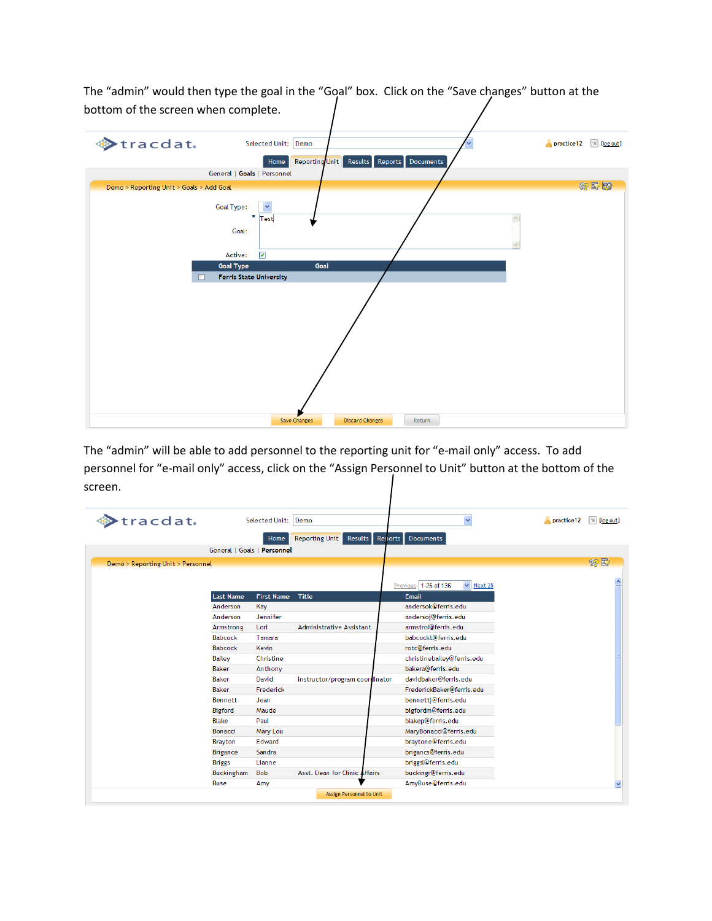The "admin" would then type the goal in the "Goal" box. Click on the "Save changes" button at the bottom of the screen when complete.

The "admin" will be able to add personnel to the reporting unit for "e-mail only" access. To add personnel for "e-mail only" access, click on the "Assign Personnel to Unit" button at the bottom of the screen.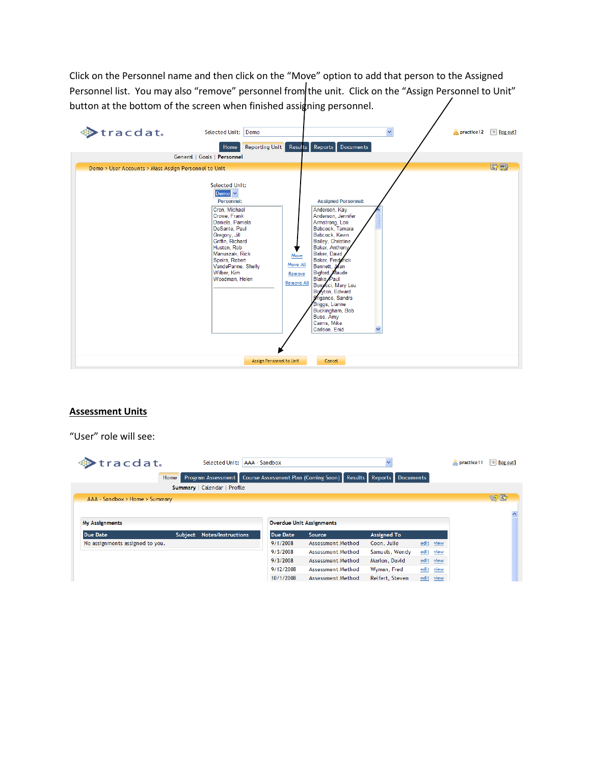Click on the Personnel name and then click on the "Move" option to add that person to the Assigned Personnel list. You may also "remove" personnel from the unit. Click on the "Assign Personnel to Unit" button at the bottom of the screen when finished assigning personnel.

## Assessment Units

"User" role will see: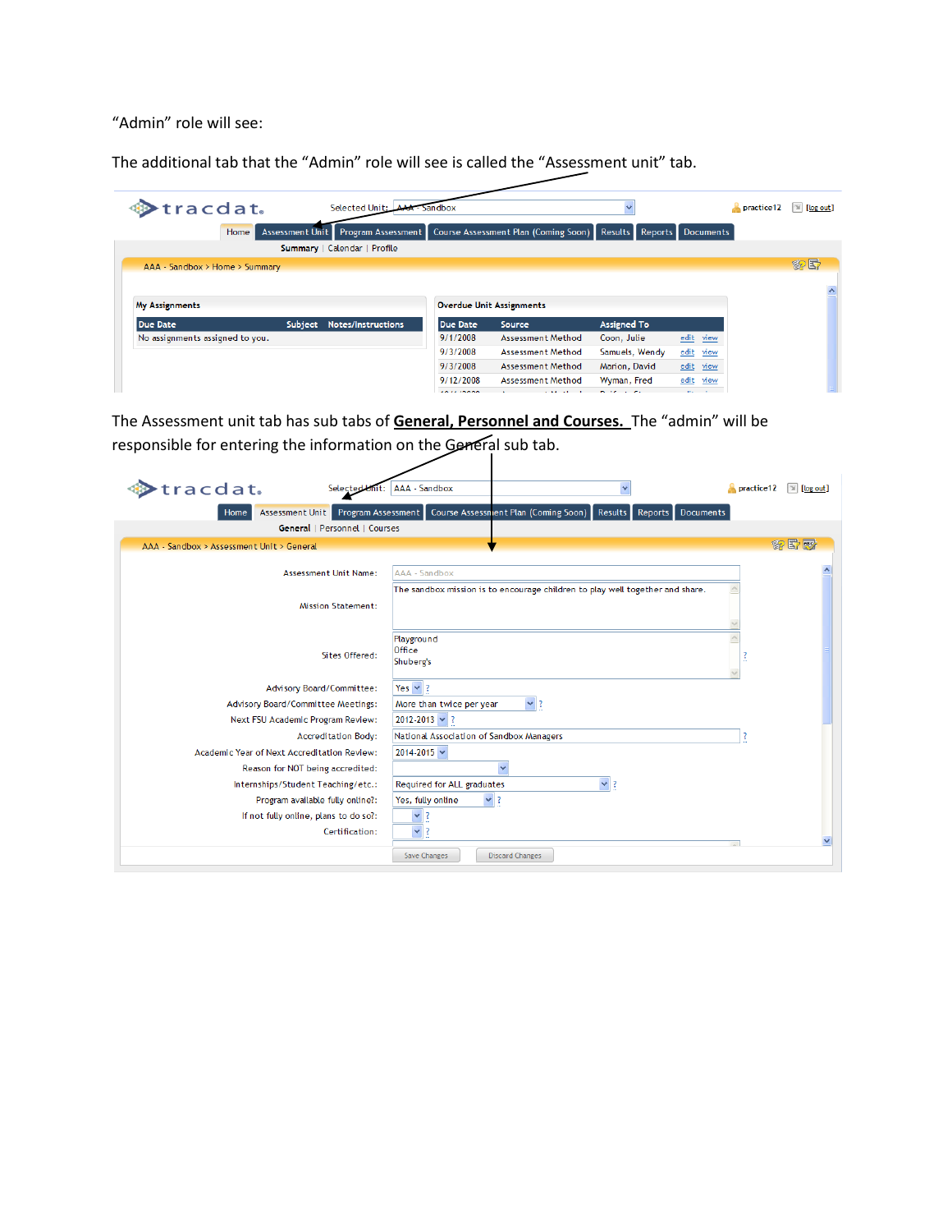"Admin" role will see:

The additional tab that the "Admin" role will see is called the "Assessment unit" tab.

tracdat. Selected Unit: AAA - Sandbox practice12 [log out]

Home | Assessment Unit | Program Assessment | Course Assessment Plan (Coming Soon) | Results | Reports | Documents

Summary | Calendar | Profile

AAA - Sandbox > Home > Summary

**My Assignments**

| Due Date | Subject | Notes/Instructions |
|---|---|---|
| No assignments assigned to you. | | |

**Overdue Unit Assignments**

| Due Date | Source | Assigned To | | |
|---|---|---|---|---|
| 9/1/2008 | Assessment Method | Coon, Julie | edit | view |
| 9/3/2008 | Assessment Method | Samuels, Wendy | edit | view |
| 9/3/2008 | Assessment Method | Marion, David | edit | view |
| 9/12/2008 | Assessment Method | Wyman, Fred | edit | view |

The Assessment unit tab has sub tabs of **General, Personnel and Courses.** The "admin" will be responsible for entering the information on the General sub tab.

tracdat. Selected Unit: AAA - Sandbox practice12 [log out]

Home | Assessment Unit | Program Assessment | Course Assessment Plan (Coming Soon) | Results | Reports | Documents

General | Personnel | Courses

AAA - Sandbox > Assessment Unit > General

| Field | Value |
|---|---|
| Assessment Unit Name: | AAA - Sandbox |
| Mission Statement: | The sandbox mission is to encourage children to play well together and share. |
| Sites Offered: | Playground<br>Office<br>Shuberg's |
| Advisory Board/Committee: | Yes |
| Advisory Board/Committee Meetings: | More than twice per year |
| Next FSU Academic Program Review: | 2012-2013 |
| Accreditation Body: | National Association of Sandbox Managers |
| Academic Year of Next Accreditation Review: | 2014-2015 |
| Reason for NOT being accredited: | |
| Internships/Student Teaching/etc.: | Required for ALL graduates |
| Program available fully online?: | Yes, fully online |
| If not fully online, plans to do so?: | |
| Certification: | |

Save Changes | Discard Changes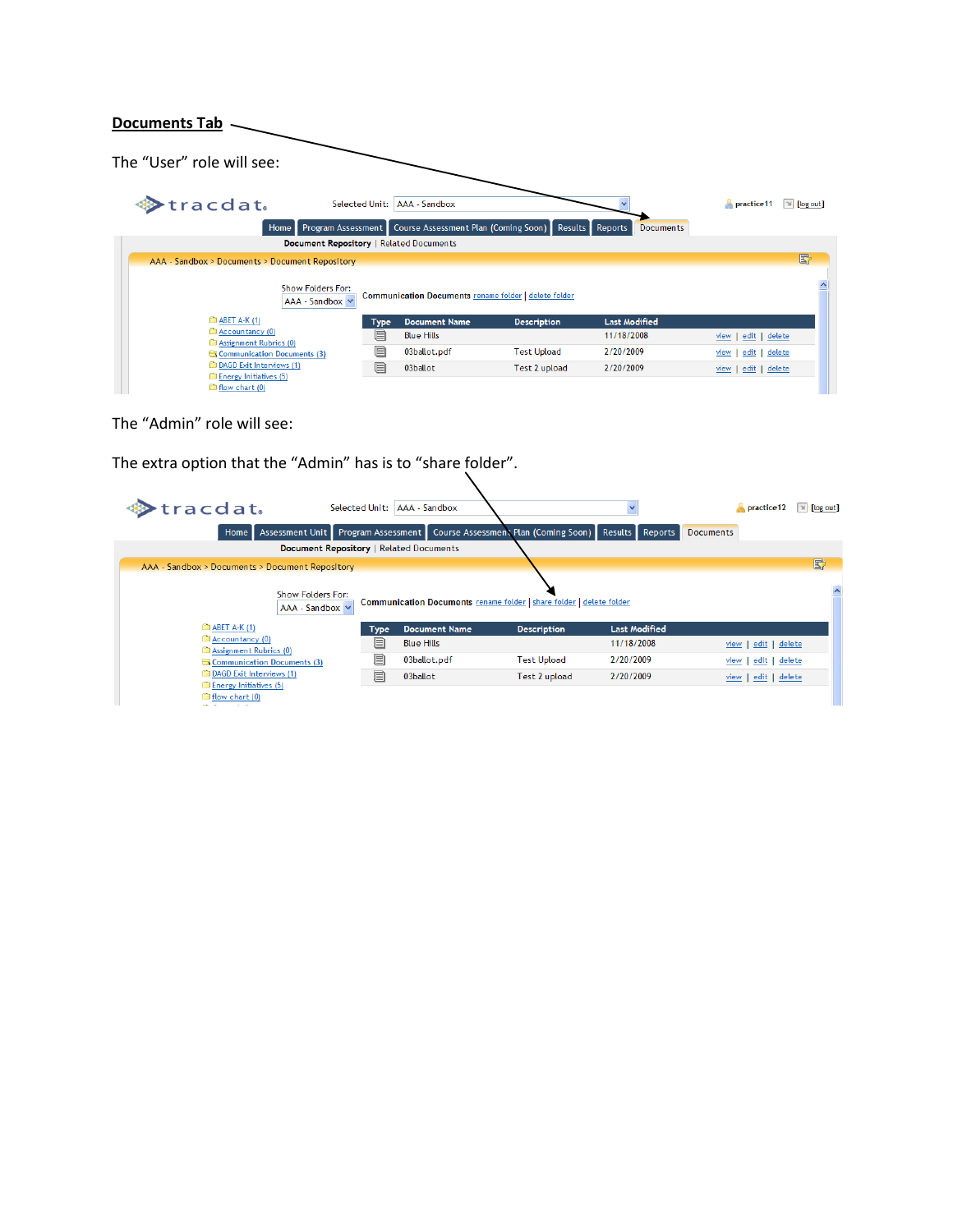**Documents Tab**

The "User" role will see:

The "Admin" role will see:

The extra option that the "Admin" has is to "share folder".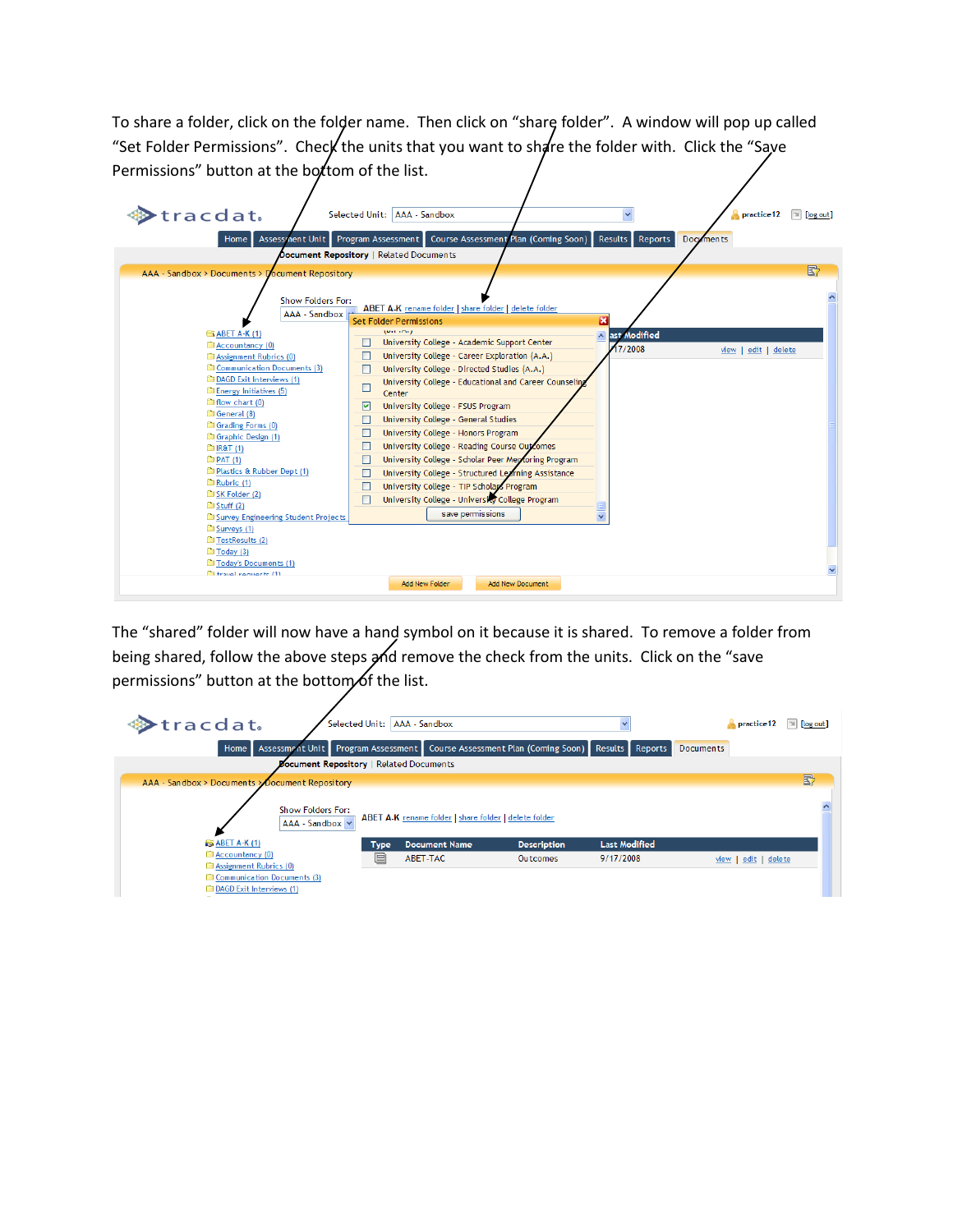To share a folder, click on the folder name. Then click on "share folder". A window will pop up called "Set Folder Permissions". Check the units that you want to share the folder with. Click the "Save Permissions" button at the bottom of the list.

The "shared" folder will now have a hand symbol on it because it is shared. To remove a folder from being shared, follow the above steps and remove the check from the units. Click on the "save permissions" button at the bottom of the list.